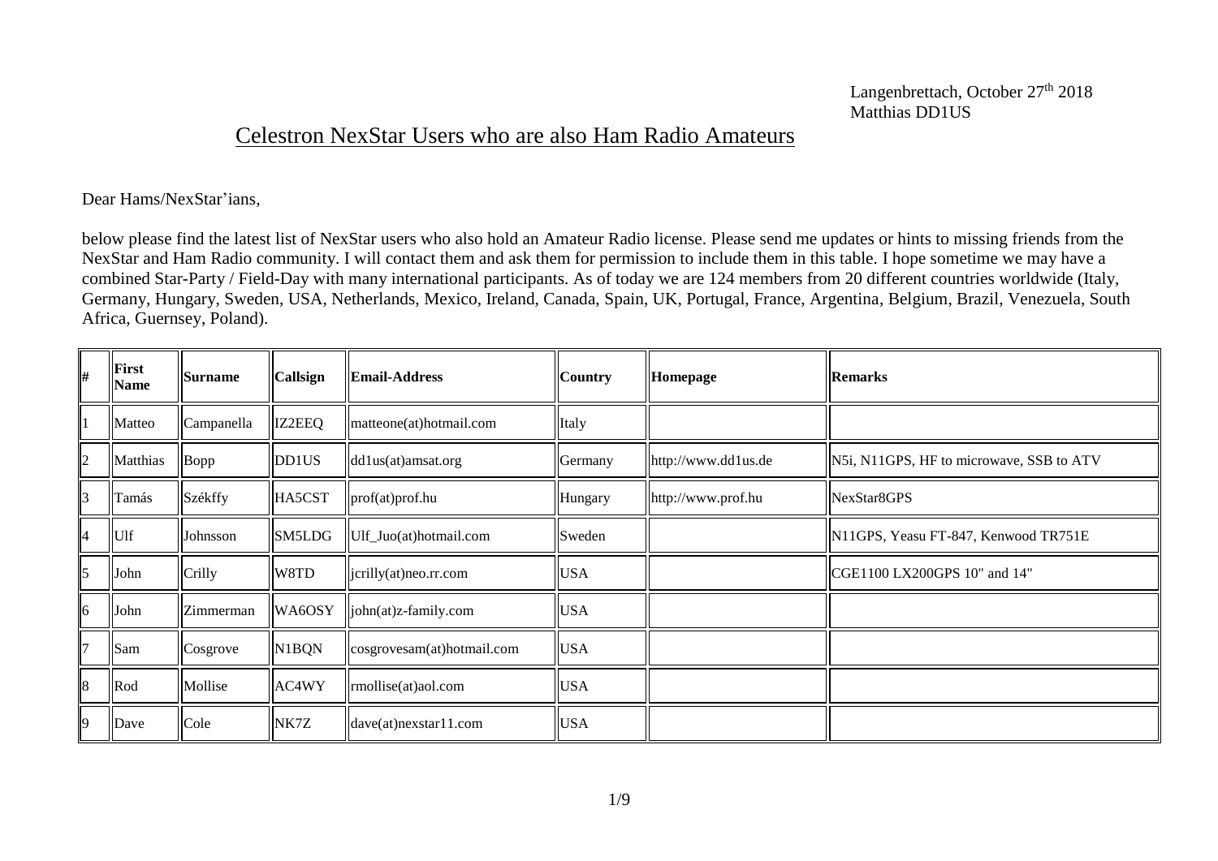Langenbrettach, October 27th 2018
Matthias DD1US

# Celestron NexStar Users who are also Ham Radio Amateurs

Dear Hams/NexStar'ians,

below please find the latest list of NexStar users who also hold an Amateur Radio license. Please send me updates or hints to missing friends from the NexStar and Ham Radio community. I will contact them and ask them for permission to include them in this table. I hope sometime we may have a combined Star-Party / Field-Day with many international participants. As of today we are 124 members from 20 different countries worldwide (Italy, Germany, Hungary, Sweden, USA, Netherlands, Mexico, Ireland, Canada, Spain, UK, Portugal, France, Argentina, Belgium, Brazil, Venezuela, South Africa, Guernsey, Poland).

| # | First Name | Surname | Callsign | Email-Address | Country | Homepage | Remarks |
|---|---|---|---|---|---|---|---|
| 1 | Matteo | Campanella | IZ2EEQ | matteone(at)hotmail.com | Italy | | |
| 2 | Matthias | Bopp | DD1US | dd1us(at)amsat.org | Germany | http://www.dd1us.de | N5i, N11GPS, HF to microwave, SSB to ATV |
| 3 | Tamás | Székffy | HA5CST | prof(at)prof.hu | Hungary | http://www.prof.hu | NexStar8GPS |
| 4 | Ulf | Johnsson | SM5LDG | Ulf_Juo(at)hotmail.com | Sweden | | N11GPS, Yeasu FT-847, Kenwood TR751E |
| 5 | John | Crilly | W8TD | jcrilly(at)neo.rr.com | USA | | CGE1100 LX200GPS 10" and 14" |
| 6 | John | Zimmerman | WA6OSY | john(at)z-family.com | USA | | |
| 7 | Sam | Cosgrove | N1BQN | cosgrovesam(at)hotmail.com | USA | | |
| 8 | Rod | Mollise | AC4WY | rmollise(at)aol.com | USA | | |
| 9 | Dave | Cole | NK7Z | dave(at)nexstar11.com | USA | | |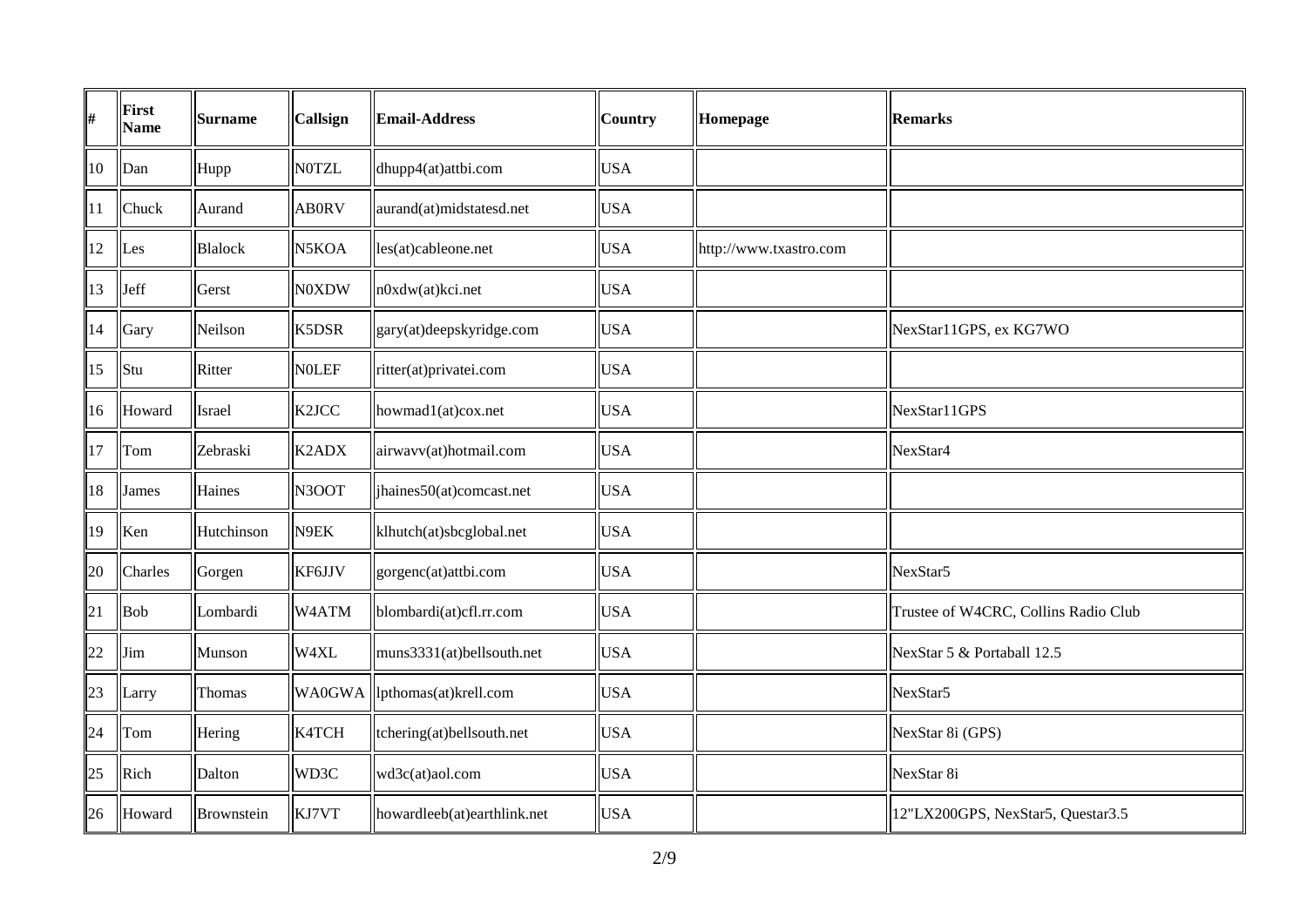| # | First Name | Surname | Callsign | Email-Address | Country | Homepage | Remarks |
|---|---|---|---|---|---|---|---|
| 10 | Dan | Hupp | N0TZL | dhupp4(at)attbi.com | USA | | |
| 11 | Chuck | Aurand | AB0RV | aurand(at)midstatesd.net | USA | | |
| 12 | Les | Blalock | N5KOA | les(at)cableone.net | USA | http://www.txastro.com | |
| 13 | Jeff | Gerst | N0XDW | n0xdw(at)kci.net | USA | | |
| 14 | Gary | Neilson | K5DSR | gary(at)deepskyridge.com | USA | | NexStar11GPS, ex KG7WO |
| 15 | Stu | Ritter | N0LEF | ritter(at)privatei.com | USA | | |
| 16 | Howard | Israel | K2JCC | howmad1(at)cox.net | USA | | NexStar11GPS |
| 17 | Tom | Zebraski | K2ADX | airwavv(at)hotmail.com | USA | | NexStar4 |
| 18 | James | Haines | N3OOT | jhaines50(at)comcast.net | USA | | |
| 19 | Ken | Hutchinson | N9EK | klhutch(at)sbcglobal.net | USA | | |
| 20 | Charles | Gorgen | KF6JJV | gorgenc(at)attbi.com | USA | | NexStar5 |
| 21 | Bob | Lombardi | W4ATM | blombardi(at)cfl.rr.com | USA | | Trustee of W4CRC, Collins Radio Club |
| 22 | Jim | Munson | W4XL | muns3331(at)bellsouth.net | USA | | NexStar 5 & Portaball 12.5 |
| 23 | Larry | Thomas | WA0GWA | lpthomas(at)krell.com | USA | | NexStar5 |
| 24 | Tom | Hering | K4TCH | tchering(at)bellsouth.net | USA | | NexStar 8i (GPS) |
| 25 | Rich | Dalton | WD3C | wd3c(at)aol.com | USA | | NexStar 8i |
| 26 | Howard | Brownstein | KJ7VT | howardleeb(at)earthlink.net | USA | | 12"LX200GPS, NexStar5, Questar3.5 |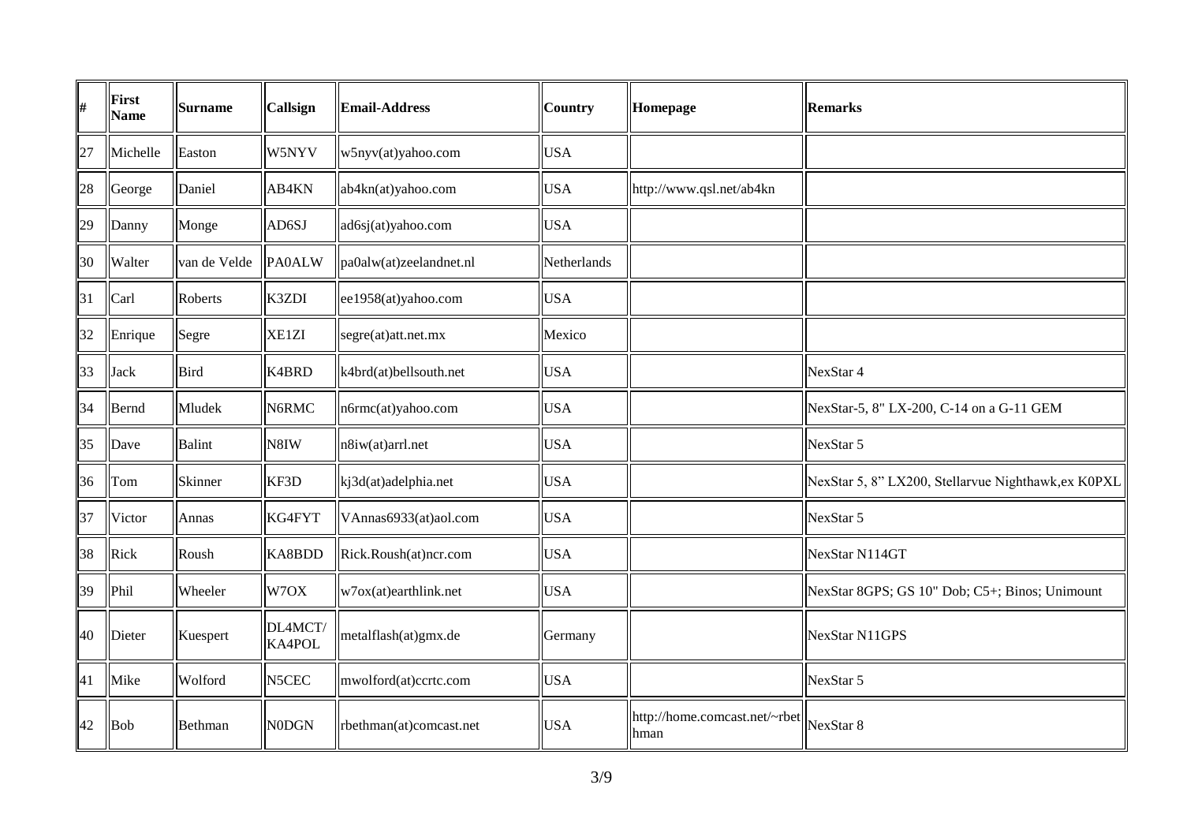| # | First Name | Surname | Callsign | Email-Address | Country | Homepage | Remarks |
|---|---|---|---|---|---|---|---|
| 27 | Michelle | Easton | W5NYV | w5nyv(at)yahoo.com | USA | | |
| 28 | George | Daniel | AB4KN | ab4kn(at)yahoo.com | USA | http://www.qsl.net/ab4kn | |
| 29 | Danny | Monge | AD6SJ | ad6sj(at)yahoo.com | USA | | |
| 30 | Walter | van de Velde | PA0ALW | pa0alw(at)zeelandnet.nl | Netherlands | | |
| 31 | Carl | Roberts | K3ZDI | ee1958(at)yahoo.com | USA | | |
| 32 | Enrique | Segre | XE1ZI | segre(at)att.net.mx | Mexico | | |
| 33 | Jack | Bird | K4BRD | k4brd(at)bellsouth.net | USA | | NexStar 4 |
| 34 | Bernd | Mludek | N6RMC | n6rmc(at)yahoo.com | USA | | NexStar-5, 8" LX-200, C-14 on a G-11 GEM |
| 35 | Dave | Balint | N8IW | n8iw(at)arrl.net | USA | | NexStar 5 |
| 36 | Tom | Skinner | KF3D | kj3d(at)adelphia.net | USA | | NexStar 5, 8" LX200, Stellarvue Nighthawk,ex K0PXL |
| 37 | Victor | Annas | KG4FYT | VAnnas6933(at)aol.com | USA | | NexStar 5 |
| 38 | Rick | Roush | KA8BDD | Rick.Roush(at)ncr.com | USA | | NexStar N114GT |
| 39 | Phil | Wheeler | W7OX | w7ox(at)earthlink.net | USA | | NexStar 8GPS; GS 10" Dob; C5+; Binos; Unimount |
| 40 | Dieter | Kuespert | DL4MCT/ KA4POL | metalflash(at)gmx.de | Germany | | NexStar N11GPS |
| 41 | Mike | Wolford | N5CEC | mwolford(at)ccrtc.com | USA | | NexStar 5 |
| 42 | Bob | Bethman | N0DGN | rbethman(at)comcast.net | USA | http://home.comcast.net/~rbethman | NexStar 8 |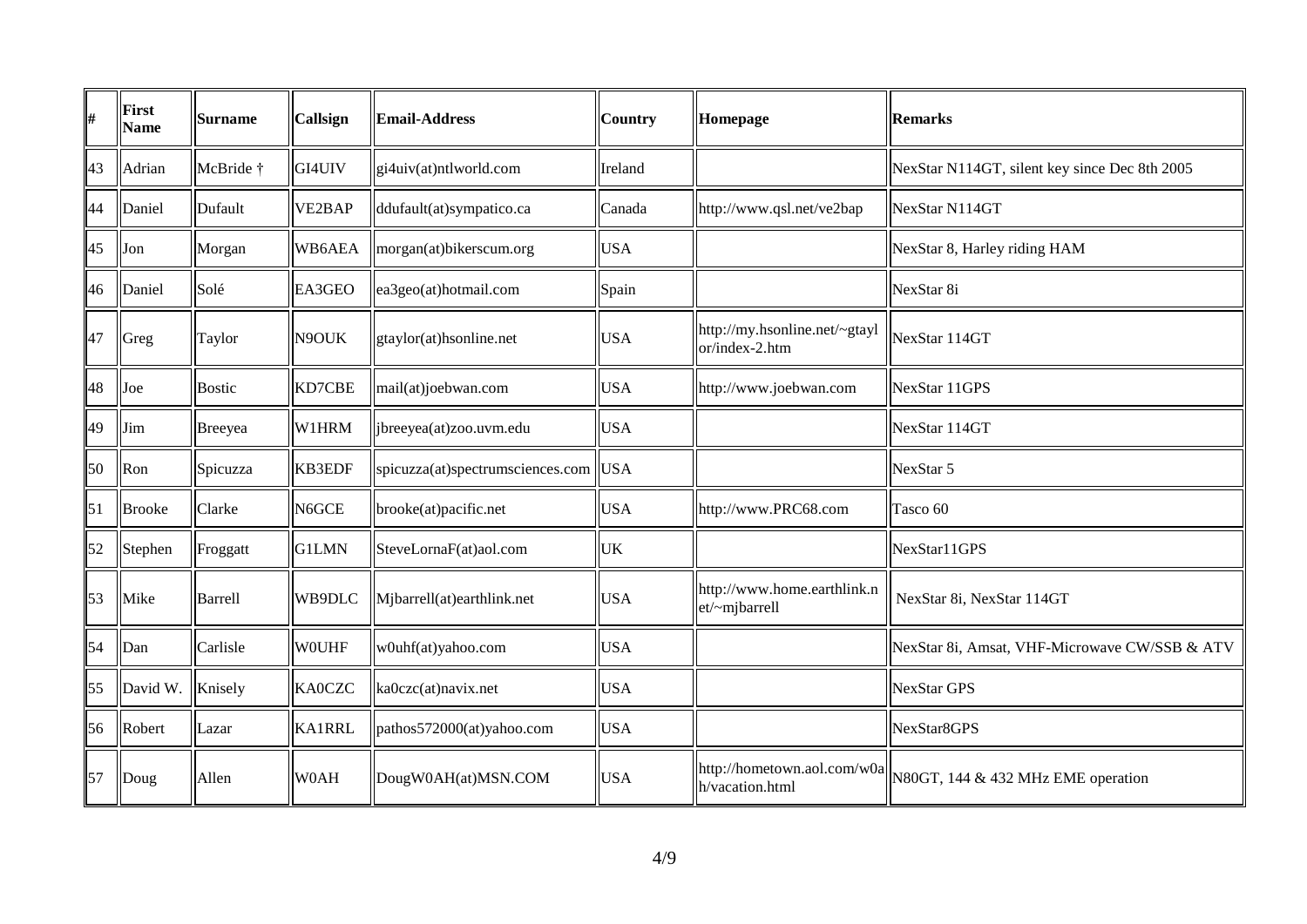| # | First Name | Surname | Callsign | Email-Address | Country | Homepage | Remarks |
|---|---|---|---|---|---|---|---|
| 43 | Adrian | McBride † | GI4UIV | gi4uiv(at)ntlworld.com | Ireland | | NexStar N114GT, silent key since Dec 8th 2005 |
| 44 | Daniel | Dufault | VE2BAP | ddufault(at)sympatico.ca | Canada | http://www.qsl.net/ve2bap | NexStar N114GT |
| 45 | Jon | Morgan | WB6AEA | morgan(at)bikerscum.org | USA | | NexStar 8, Harley riding HAM |
| 46 | Daniel | Solé | EA3GEO | ea3geo(at)hotmail.com | Spain | | NexStar 8i |
| 47 | Greg | Taylor | N9OUK | gtaylor(at)hsonline.net | USA | http://my.hsonline.net/~gtaylor/index-2.htm | NexStar 114GT |
| 48 | Joe | Bostic | KD7CBE | mail(at)joebwan.com | USA | http://www.joebwan.com | NexStar 11GPS |
| 49 | Jim | Breeyea | W1HRM | jbreeyea(at)zoo.uvm.edu | USA | | NexStar 114GT |
| 50 | Ron | Spicuzza | KB3EDF | spicuzza(at)spectrumsciences.com | USA | | NexStar 5 |
| 51 | Brooke | Clarke | N6GCE | brooke(at)pacific.net | USA | http://www.PRC68.com | Tasco 60 |
| 52 | Stephen | Froggatt | G1LMN | SteveLornaF(at)aol.com | UK | | NexStar11GPS |
| 53 | Mike | Barrell | WB9DLC | Mjbarrell(at)earthlink.net | USA | http://www.home.earthlink.net/~mjbarrell | NexStar 8i, NexStar 114GT |
| 54 | Dan | Carlisle | W0UHF | w0uhf(at)yahoo.com | USA | | NexStar 8i, Amsat, VHF-Microwave CW/SSB & ATV |
| 55 | David W. | Knisely | KA0CZC | ka0czc(at)navix.net | USA | | NexStar GPS |
| 56 | Robert | Lazar | KA1RRL | pathos572000(at)yahoo.com | USA | | NexStar8GPS |
| 57 | Doug | Allen | W0AH | DougW0AH(at)MSN.COM | USA | http://hometown.aol.com/w0ah/vacation.html | N80GT, 144 & 432 MHz EME operation |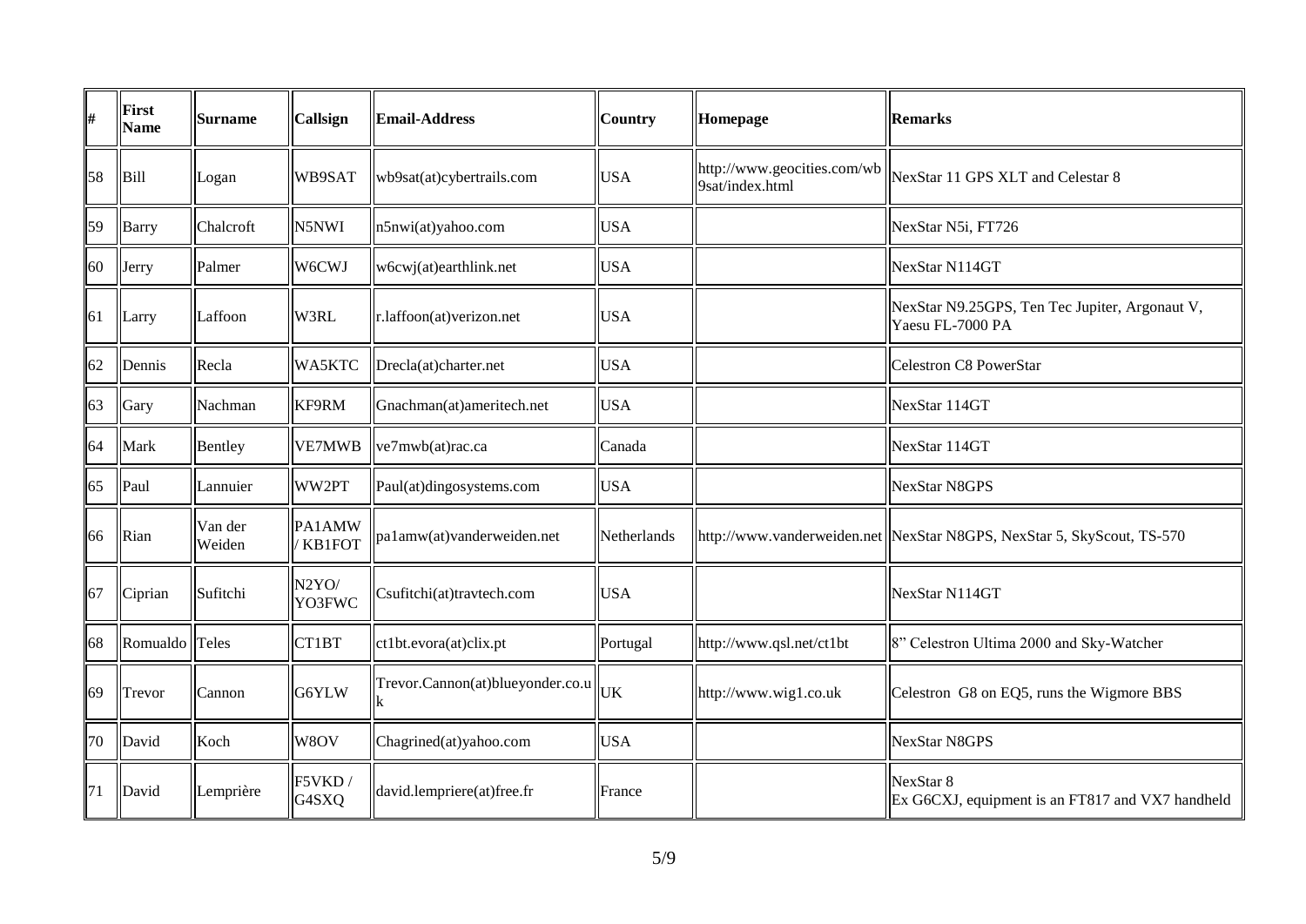| # | First Name | Surname | Callsign | Email-Address | Country | Homepage | Remarks |
|---|---|---|---|---|---|---|---|
| 58 | Bill | Logan | WB9SAT | wb9sat(at)cybertrails.com | USA | http://www.geocities.com/wb9sat/index.html | NexStar 11 GPS XLT and Celestar 8 |
| 59 | Barry | Chalcroft | N5NWI | n5nwi(at)yahoo.com | USA | | NexStar N5i, FT726 |
| 60 | Jerry | Palmer | W6CWJ | w6cwj(at)earthlink.net | USA | | NexStar N114GT |
| 61 | Larry | Laffoon | W3RL | r.laffoon(at)verizon.net | USA | | NexStar N9.25GPS, Ten Tec Jupiter, Argonaut V, Yaesu FL-7000 PA |
| 62 | Dennis | Recla | WA5KTC | Drecla(at)charter.net | USA | | Celestron C8 PowerStar |
| 63 | Gary | Nachman | KF9RM | Gnachman(at)ameritech.net | USA | | NexStar 114GT |
| 64 | Mark | Bentley | VE7MWB | ve7mwb(at)rac.ca | Canada | | NexStar 114GT |
| 65 | Paul | Lannuier | WW2PT | Paul(at)dingosystems.com | USA | | NexStar N8GPS |
| 66 | Rian | Van der Weiden | PA1AMW / KB1FOT | pa1amw(at)vanderweiden.net | Netherlands | http://www.vanderweiden.net | NexStar N8GPS, NexStar 5, SkyScout, TS-570 |
| 67 | Ciprian | Sufitchi | N2YO/ YO3FWC | Csufitchi(at)travtech.com | USA | | NexStar N114GT |
| 68 | Romualdo | Teles | CT1BT | ct1bt.evora(at)clix.pt | Portugal | http://www.qsl.net/ct1bt | 8" Celestron Ultima 2000 and Sky-Watcher |
| 69 | Trevor | Cannon | G6YLW | Trevor.Cannon(at)blueyonder.co.uk | UK | http://www.wig1.co.uk | Celestron G8 on EQ5, runs the Wigmore BBS |
| 70 | David | Koch | W8OV | Chagrined(at)yahoo.com | USA | | NexStar N8GPS |
| 71 | David | Lemprière | F5VKD / G4SXQ | david.lempriere(at)free.fr | France | | NexStar 8<br>Ex G6CXJ, equipment is an FT817 and VX7 handheld |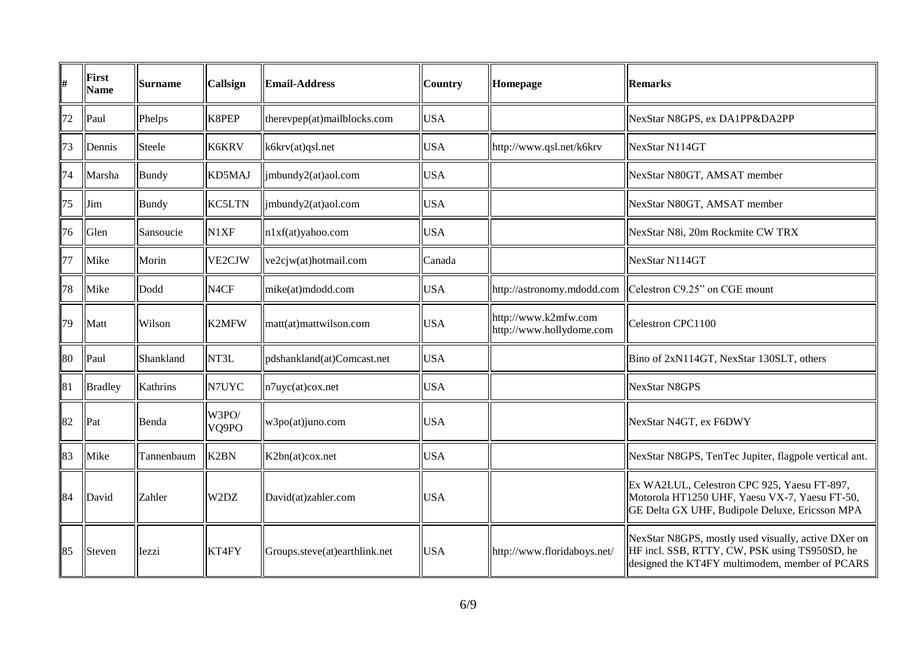| # | First Name | Surname | Callsign | Email-Address | Country | Homepage | Remarks |
|---|---|---|---|---|---|---|---|
| 72 | Paul | Phelps | K8PEP | therevpep(at)mailblocks.com | USA | | NexStar N8GPS, ex DA1PP&DA2PP |
| 73 | Dennis | Steele | K6KRV | k6krv(at)qsl.net | USA | http://www.qsl.net/k6krv | NexStar N114GT |
| 74 | Marsha | Bundy | KD5MAJ | jmbundy2(at)aol.com | USA | | NexStar N80GT, AMSAT member |
| 75 | Jim | Bundy | KC5LTN | jmbundy2(at)aol.com | USA | | NexStar N80GT, AMSAT member |
| 76 | Glen | Sansoucie | N1XF | n1xf(at)yahoo.com | USA | | NexStar N8i, 20m Rockmite CW TRX |
| 77 | Mike | Morin | VE2CJW | ve2cjw(at)hotmail.com | Canada | | NexStar N114GT |
| 78 | Mike | Dodd | N4CF | mike(at)mdodd.com | USA | http://astronomy.mdodd.com | Celestron C9.25" on CGE mount |
| 79 | Matt | Wilson | K2MFW | matt(at)mattwilson.com | USA | http://www.k2mfw.com http://www.hollydome.com | Celestron CPC1100 |
| 80 | Paul | Shankland | NT3L | pdshankland(at)Comcast.net | USA | | Bino of 2xN114GT, NexStar 130SLT, others |
| 81 | Bradley | Kathrins | N7UYC | n7uyc(at)cox.net | USA | | NexStar N8GPS |
| 82 | Pat | Benda | W3PO/ VQ9PO | w3po(at)juno.com | USA | | NexStar N4GT, ex F6DWY |
| 83 | Mike | Tannenbaum | K2BN | K2bn(at)cox.net | USA | | NexStar N8GPS, TenTec Jupiter, flagpole vertical ant. |
| 84 | David | Zahler | W2DZ | David(at)zahler.com | USA | | Ex WA2LUL, Celestron CPC 925, Yaesu FT-897, Motorola HT1250 UHF, Yaesu VX-7, Yaesu FT-50, GE Delta GX UHF, Budipole Deluxe, Ericsson MPA |
| 85 | Steven | Iezzi | KT4FY | Groups.steve(at)earthlink.net | USA | http://www.floridaboys.net/ | NexStar N8GPS, mostly used visually, active DXer on HF incl. SSB, RTTY, CW, PSK using TS950SD, he designed the KT4FY multimodem, member of PCARS |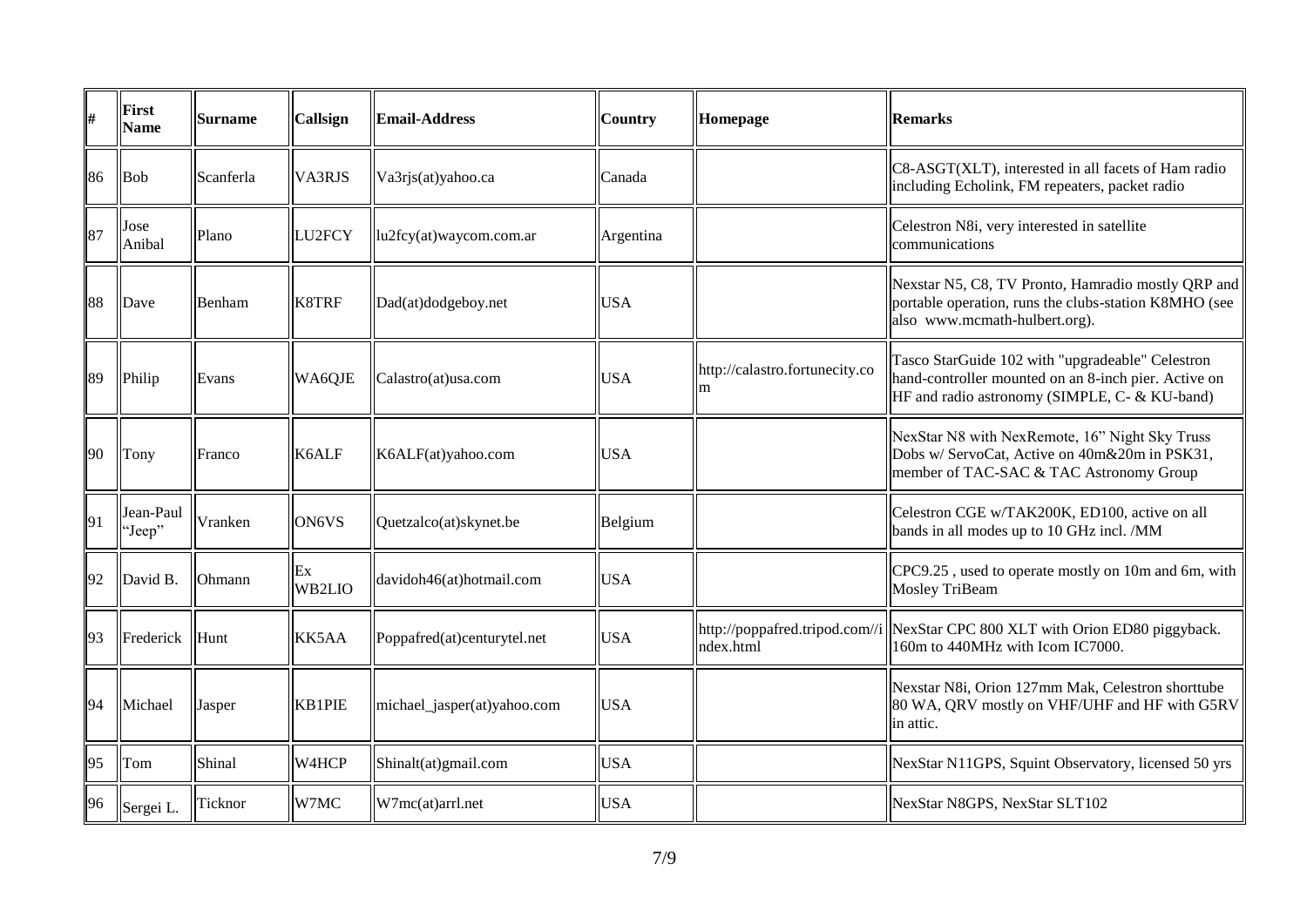| # | First Name | Surname | Callsign | Email-Address | Country | Homepage | Remarks |
|---|---|---|---|---|---|---|---|
| 86 | Bob | Scanferla | VA3RJS | Va3rjs(at)yahoo.ca | Canada | | C8-ASGT(XLT), interested in all facets of Ham radio including Echolink, FM repeaters, packet radio |
| 87 | Jose Anibal | Plano | LU2FCY | lu2fcy(at)waycom.com.ar | Argentina | | Celestron N8i, very interested in satellite communications |
| 88 | Dave | Benham | K8TRF | Dad(at)dodgeboy.net | USA | | Nexstar N5, C8, TV Pronto, Hamradio mostly QRP and portable operation, runs the clubs-station K8MHO (see also www.mcmath-hulbert.org). |
| 89 | Philip | Evans | WA6QJE | Calastro(at)usa.com | USA | http://calastro.fortunecity.com | Tasco StarGuide 102 with "upgradeable" Celestron hand-controller mounted on an 8-inch pier. Active on HF and radio astronomy (SIMPLE, C- & KU-band) |
| 90 | Tony | Franco | K6ALF | K6ALF(at)yahoo.com | USA | | NexStar N8 with NexRemote, 16" Night Sky Truss Dobs w/ ServoCat, Active on 40m&20m in PSK31, member of TAC-SAC & TAC Astronomy Group |
| 91 | Jean-Paul "Jeep" | Vranken | ON6VS | Quetzalco(at)skynet.be | Belgium | | Celestron CGE w/TAK200K, ED100, active on all bands in all modes up to 10 GHz incl. /MM |
| 92 | David B. | Ohmann | Ex WB2LIO | davidoh46(at)hotmail.com | USA | | CPC9.25 , used to operate mostly on 10m and 6m, with Mosley TriBeam |
| 93 | Frederick | Hunt | KK5AA | Poppafred(at)centurytel.net | USA | http://poppafred.tripod.com//index.html | NexStar CPC 800 XLT with Orion ED80 piggyback. 160m to 440MHz with Icom IC7000. |
| 94 | Michael | Jasper | KB1PIE | michael_jasper(at)yahoo.com | USA | | Nexstar N8i, Orion 127mm Mak, Celestron shorttube 80 WA, QRV mostly on VHF/UHF and HF with G5RV in attic. |
| 95 | Tom | Shinal | W4HCP | Shinalt(at)gmail.com | USA | | NexStar N11GPS, Squint Observatory, licensed 50 yrs |
| 96 | Sergei L. | Ticknor | W7MC | W7mc(at)arrl.net | USA | | NexStar N8GPS, NexStar SLT102 |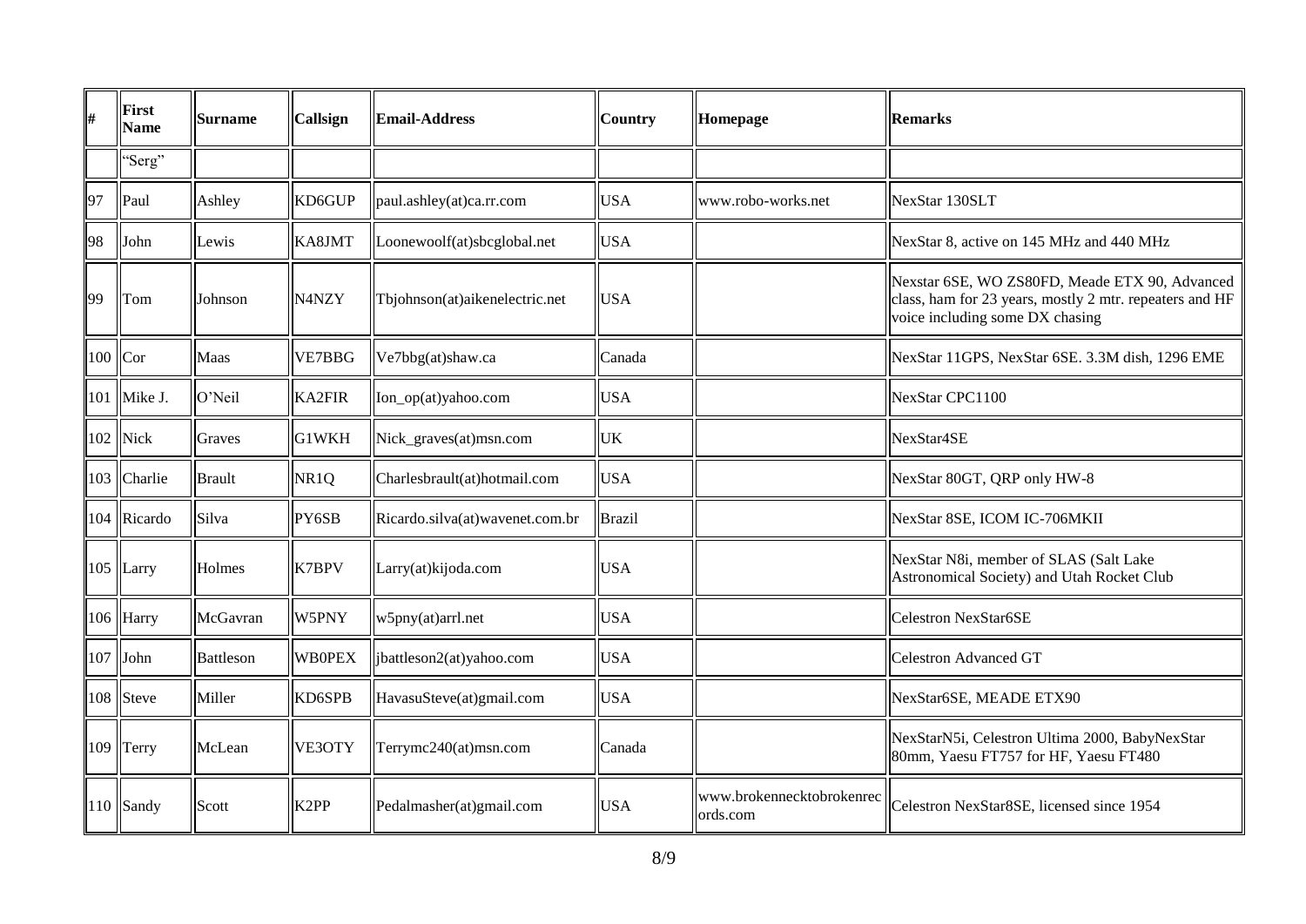| # | First Name | Surname | Callsign | Email-Address | Country | Homepage | Remarks |
|---|---|---|---|---|---|---|---|
| | "Serg" | | | | | | |
| 97 | Paul | Ashley | KD6GUP | paul.ashley(at)ca.rr.com | USA | www.robo-works.net | NexStar 130SLT |
| 98 | John | Lewis | KA8JMT | Loonewoolf(at)sbcglobal.net | USA | | NexStar 8, active on 145 MHz and 440 MHz |
| 99 | Tom | Johnson | N4NZY | Tbjohnson(at)aikenelectric.net | USA | | Nexstar 6SE, WO ZS80FD, Meade ETX 90, Advanced class, ham for 23 years, mostly 2 mtr. repeaters and HF voice including some DX chasing |
| 100 | Cor | Maas | VE7BBG | Ve7bbg(at)shaw.ca | Canada | | NexStar 11GPS, NexStar 6SE. 3.3M dish, 1296 EME |
| 101 | Mike J. | O'Neil | KA2FIR | Ion_op(at)yahoo.com | USA | | NexStar CPC1100 |
| 102 | Nick | Graves | G1WKH | Nick_graves(at)msn.com | UK | | NexStar4SE |
| 103 | Charlie | Brault | NR1Q | Charlesbrault(at)hotmail.com | USA | | NexStar 80GT, QRP only HW-8 |
| 104 | Ricardo | Silva | PY6SB | Ricardo.silva(at)wavenet.com.br | Brazil | | NexStar 8SE, ICOM IC-706MKII |
| 105 | Larry | Holmes | K7BPV | Larry(at)kijoda.com | USA | | NexStar N8i, member of SLAS (Salt Lake Astronomical Society) and Utah Rocket Club |
| 106 | Harry | McGavran | W5PNY | w5pny(at)arrl.net | USA | | Celestron NexStar6SE |
| 107 | John | Battleson | WB0PEX | jbattleson2(at)yahoo.com | USA | | Celestron Advanced GT |
| 108 | Steve | Miller | KD6SPB | HavasuSteve(at)gmail.com | USA | | NexStar6SE, MEADE ETX90 |
| 109 | Terry | McLean | VE3OTY | Terrymc240(at)msn.com | Canada | | NexStarN5i, Celestron Ultima 2000, BabyNexStar 80mm, Yaesu FT757 for HF, Yaesu FT480 |
| 110 | Sandy | Scott | K2PP | Pedalmasher(at)gmail.com | USA | www.brokennecktobrokenrecords.com | Celestron NexStar8SE, licensed since 1954 |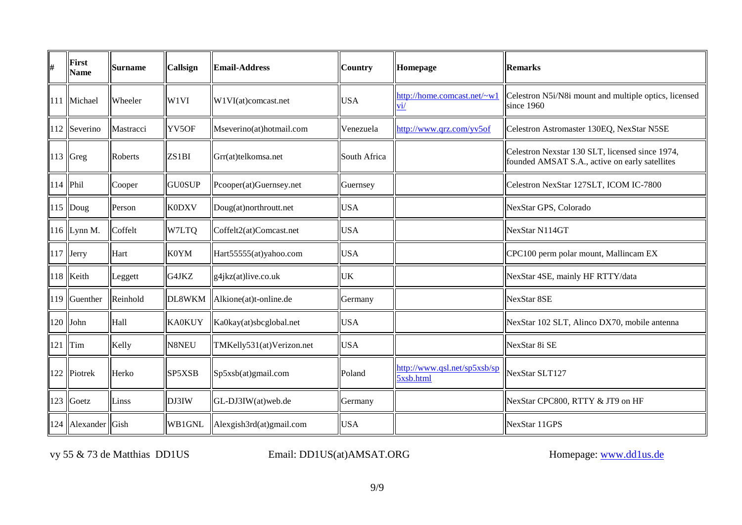| # | First Name | Surname | Callsign | Email-Address | Country | Homepage | Remarks |
|---|---|---|---|---|---|---|---|
| 111 | Michael | Wheeler | W1VI | W1VI(at)comcast.net | USA | http://home.comcast.net/~w1vi/ | Celestron N5i/N8i mount and multiple optics, licensed since 1960 |
| 112 | Severino | Mastracci | YV5OF | Mseverino(at)hotmail.com | Venezuela | http://www.qrz.com/yv5of | Celestron Astromaster 130EQ, NexStar N5SE |
| 113 | Greg | Roberts | ZS1BI | Grr(at)telkomsa.net | South Africa | | Celestron Nexstar 130 SLT, licensed since 1974, founded AMSAT S.A., active on early satellites |
| 114 | Phil | Cooper | GU0SUP | Pcooper(at)Guernsey.net | Guernsey | | Celestron NexStar 127SLT, ICOM IC-7800 |
| 115 | Doug | Person | K0DXV | Doug(at)northroutt.net | USA | | NexStar GPS, Colorado |
| 116 | Lynn M. | Coffelt | W7LTQ | Coffelt2(at)Comcast.net | USA | | NexStar N114GT |
| 117 | Jerry | Hart | K0YM | Hart55555(at)yahoo.com | USA | | CPC100 perm polar mount, Mallincam EX |
| 118 | Keith | Leggett | G4JKZ | g4jkz(at)live.co.uk | UK | | NexStar 4SE, mainly HF RTTY/data |
| 119 | Guenther | Reinhold | DL8WKM | Alkione(at)t-online.de | Germany | | NexStar 8SE |
| 120 | John | Hall | KA0KUY | Ka0kay(at)sbcglobal.net | USA | | NexStar 102 SLT, Alinco DX70, mobile antenna |
| 121 | Tim | Kelly | N8NEU | TMKelly531(at)Verizon.net | USA | | NexStar 8i SE |
| 122 | Piotrek | Herko | SP5XSB | Sp5xsb(at)gmail.com | Poland | http://www.qsl.net/sp5xsb/sp5xsb.html | NexStar SLT127 |
| 123 | Goetz | Linss | DJ3IW | GL-DJ3IW(at)web.de | Germany | | NexStar CPC800, RTTY & JT9 on HF |
| 124 | Alexander | Gish | WB1GNL | Alexgish3rd(at)gmail.com | USA | | NexStar 11GPS |

vy 55 & 73 de Matthias DD1US Email: DD1US(at)AMSAT.ORG Homepage: www.dd1us.de